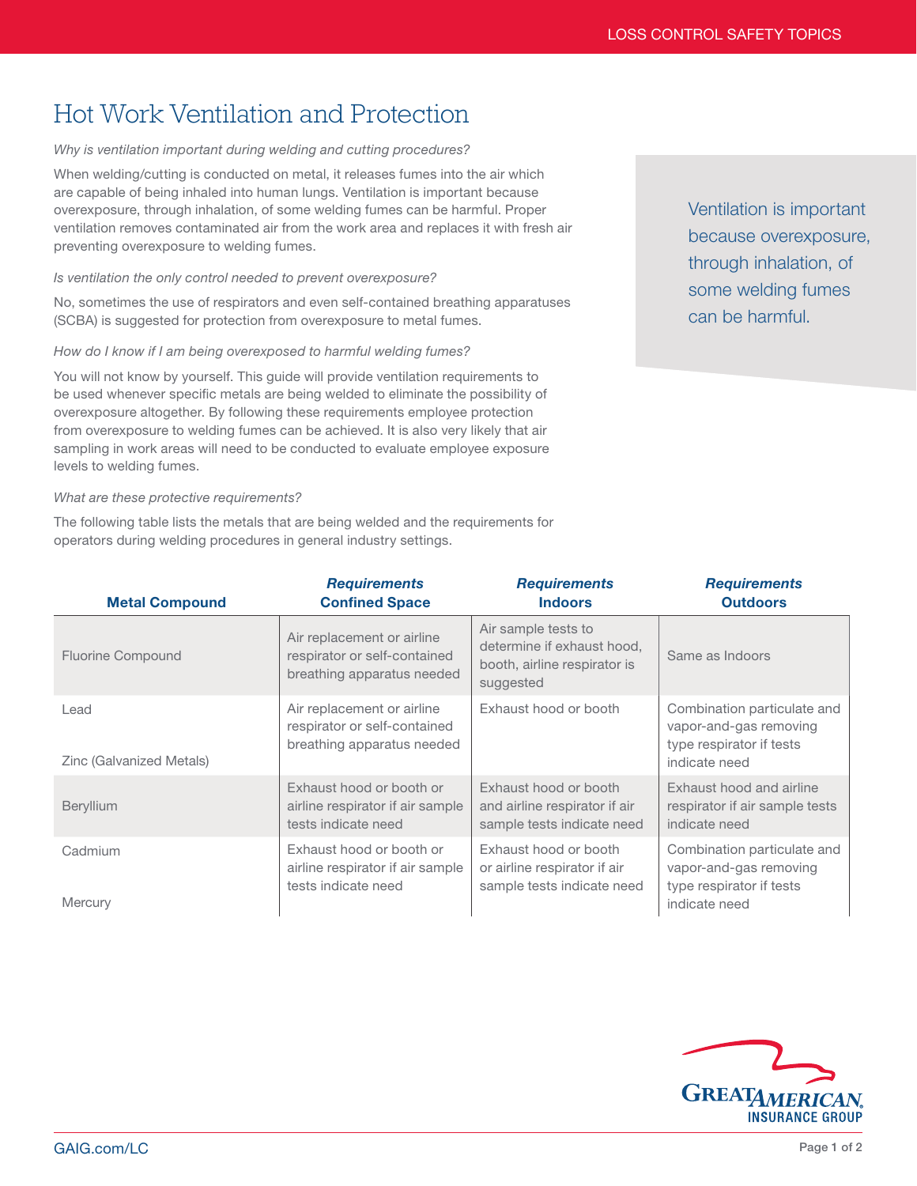# Hot Work Ventilation and Protection

*Why is ventilation important during welding and cutting procedures?*

When welding/cutting is conducted on metal, it releases fumes into the air which are capable of being inhaled into human lungs. Ventilation is important because overexposure, through inhalation, of some welding fumes can be harmful. Proper ventilation removes contaminated air from the work area and replaces it with fresh air preventing overexposure to welding fumes.

Ventilation is important because overexposure, through inhalation, of some welding fumes can be harmful.

*Is ventilation the only control needed to prevent overexposure?*

No, sometimes the use of respirators and even self-contained breathing apparatuses (SCBA) is suggested for protection from overexposure to metal fumes.

*How do I know if I am being overexposed to harmful welding fumes?*

You will not know by yourself. This guide will provide ventilation requirements to be used whenever specific metals are being welded to eliminate the possibility of overexposure altogether. By following these requirements employee protection from overexposure to welding fumes can be achieved. It is also very likely that air sampling in work areas will need to be conducted to evaluate employee exposure levels to welding fumes.

*What are these protective requirements?*

The following table lists the metals that are being welded and the requirements for operators during welding procedures in general industry settings.

| Metal Compound | *Requirements* Confined Space | *Requirements* Indoors | *Requirements* Outdoors |
|---|---|---|---|
| Fluorine Compound | Air replacement or airline respirator or self-contained breathing apparatus needed | Air sample tests to determine if exhaust hood, booth, airline respirator is suggested | Same as Indoors |
| Lead<br><br>Zinc (Galvanized Metals) | Air replacement or airline respirator or self-contained breathing apparatus needed | Exhaust hood or booth | Combination particulate and vapor-and-gas removing type respirator if tests indicate need |
| Beryllium | Exhaust hood or booth or airline respirator if air sample tests indicate need | Exhaust hood or booth and airline respirator if air sample tests indicate need | Exhaust hood and airline respirator if air sample tests indicate need |
| Cadmium<br><br>Mercury | Exhaust hood or booth or airline respirator if air sample tests indicate need | Exhaust hood or booth or airline respirator if air sample tests indicate need | Combination particulate and vapor-and-gas removing type respirator if tests indicate need |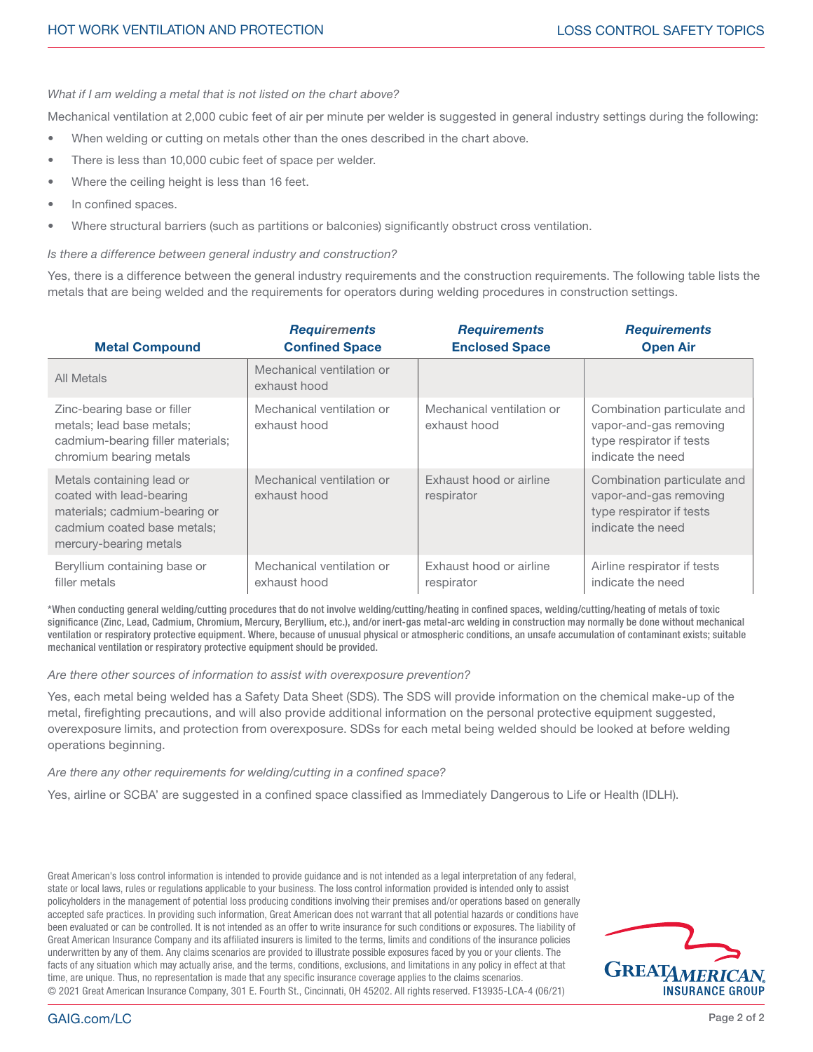*What if I am welding a metal that is not listed on the chart above?*

Mechanical ventilation at 2,000 cubic feet of air per minute per welder is suggested in general industry settings during the following:

- When welding or cutting on metals other than the ones described in the chart above.
- There is less than 10,000 cubic feet of space per welder.
- Where the ceiling height is less than 16 feet.
- In confined spaces.
- Where structural barriers (such as partitions or balconies) significantly obstruct cross ventilation.

*Is there a difference between general industry and construction?*

Yes, there is a difference between the general industry requirements and the construction requirements. The following table lists the metals that are being welded and the requirements for operators during welding procedures in construction settings.

| Metal Compound | *Requirements* Confined Space | *Requirements* Enclosed Space | *Requirements* Open Air |
|---|---|---|---|
| All Metals | Mechanical ventilation or exhaust hood | | |
| Zinc-bearing base or filler metals; lead base metals; cadmium-bearing filler materials; chromium bearing metals | Mechanical ventilation or exhaust hood | Mechanical ventilation or exhaust hood | Combination particulate and vapor-and-gas removing type respirator if tests indicate the need |
| Metals containing lead or coated with lead-bearing materials; cadmium-bearing or cadmium coated base metals; mercury-bearing metals | Mechanical ventilation or exhaust hood | Exhaust hood or airline respirator | Combination particulate and vapor-and-gas removing type respirator if tests indicate the need |
| Beryllium containing base or filler metals | Mechanical ventilation or exhaust hood | Exhaust hood or airline respirator | Airline respirator if tests indicate the need |

*When conducting general welding/cutting procedures that do not involve welding/cutting/heating in confined spaces, welding/cutting/heating of metals of toxic significance (Zinc, Lead, Cadmium, Chromium, Mercury, Beryllium, etc.), and/or inert-gas metal-arc welding in construction may normally be done without mechanical ventilation or respiratory protective equipment. Where, because of unusual physical or atmospheric conditions, an unsafe accumulation of contaminant exists; suitable mechanical ventilation or respiratory protective equipment should be provided.

*Are there other sources of information to assist with overexposure prevention?*

Yes, each metal being welded has a Safety Data Sheet (SDS). The SDS will provide information on the chemical make-up of the metal, firefighting precautions, and will also provide additional information on the personal protective equipment suggested, overexposure limits, and protection from overexposure. SDSs for each metal being welded should be looked at before welding operations beginning.

*Are there any other requirements for welding/cutting in a confined space?*

Yes, airline or SCBA' are suggested in a confined space classified as Immediately Dangerous to Life or Health (IDLH).

Great American's loss control information is intended to provide guidance and is not intended as a legal interpretation of any federal, state or local laws, rules or regulations applicable to your business. The loss control information provided is intended only to assist policyholders in the management of potential loss producing conditions involving their premises and/or operations based on generally accepted safe practices. In providing such information, Great American does not warrant that all potential hazards or conditions have been evaluated or can be controlled. It is not intended as an offer to write insurance for such conditions or exposures. The liability of Great American Insurance Company and its affiliated insurers is limited to the terms, limits and conditions of the insurance policies underwritten by any of them. Any claims scenarios are provided to illustrate possible exposures faced by you or your clients. The facts of any situation which may actually arise, and the terms, conditions, exclusions, and limitations in any policy in effect at that time, are unique. Thus, no representation is made that any specific insurance coverage applies to the claims scenarios. © 2021 Great American Insurance Company, 301 E. Fourth St., Cincinnati, OH 45202. All rights reserved. F13935-LCA-4 (06/21)

GREAT AMERICAN INSURANCE GROUP

GAIG.com/LC